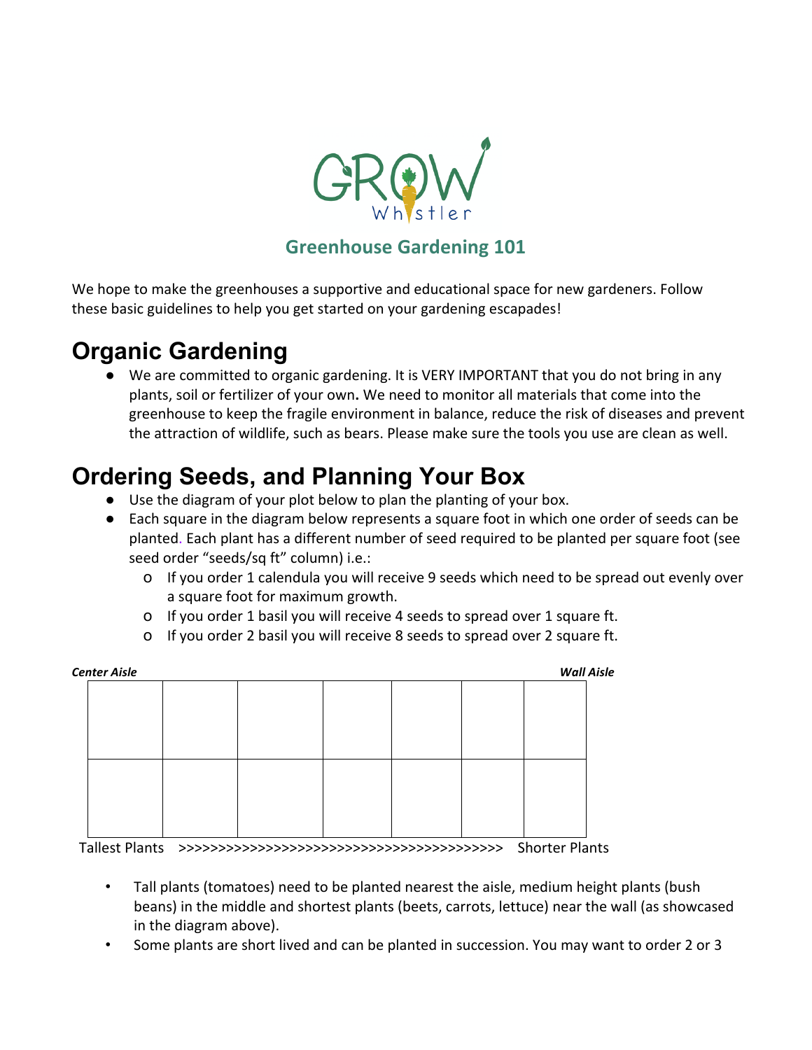GROW Whistler

## Greenhouse Gardening 101

We hope to make the greenhouses a supportive and educational space for new gardeners. Follow these basic guidelines to help you get started on your gardening escapades!

# Organic Gardening

- We are committed to organic gardening. It is VERY IMPORTANT that you do not bring in any plants, soil or fertilizer of your own**.** We need to monitor all materials that come into the greenhouse to keep the fragile environment in balance, reduce the risk of diseases and prevent the attraction of wildlife, such as bears. Please make sure the tools you use are clean as well.

# Ordering Seeds, and Planning Your Box

- Use the diagram of your plot below to plan the planting of your box.
- Each square in the diagram below represents a square foot in which one order of seeds can be planted. Each plant has a different number of seed required to be planted per square foot (see seed order "seeds/sq ft" column) i.e.:
  - If you order 1 calendula you will receive 9 seeds which need to be spread out evenly over a square foot for maximum growth.
  - If you order 1 basil you will receive 4 seeds to spread over 1 square ft.
  - If you order 2 basil you will receive 8 seeds to spread over 2 square ft.

***Center Aisle*** ***Wall Aisle***

| | | | | | | |
|---|---|---|---|---|---|---|
| | | | | | | |
| | | | | | | |

Tallest Plants >>>>>>>>>>>>>>>>>>>>>>>>>>>>>>>>>>>>>>>>>> Shorter Plants

- Tall plants (tomatoes) need to be planted nearest the aisle, medium height plants (bush beans) in the middle and shortest plants (beets, carrots, lettuce) near the wall (as showcased in the diagram above).
- Some plants are short lived and can be planted in succession. You may want to order 2 or 3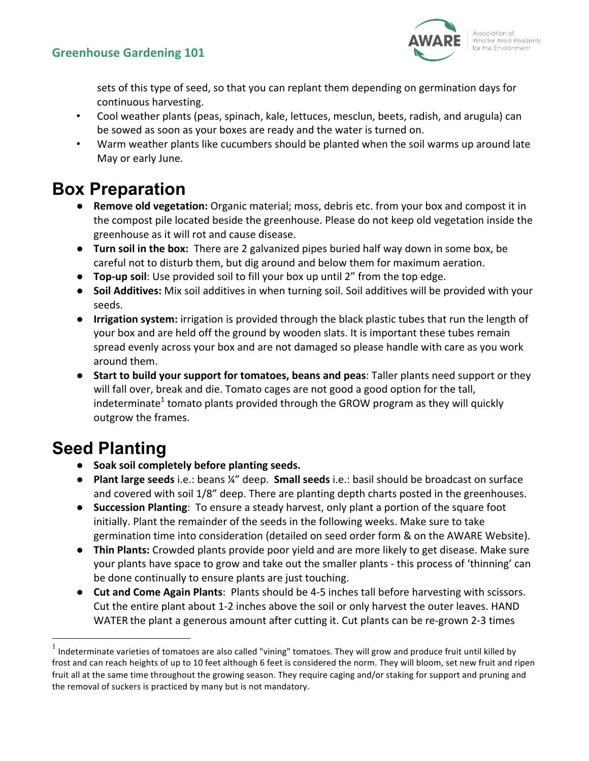sets of this type of seed, so that you can replant them depending on germination days for continuous harvesting.

- Cool weather plants (peas, spinach, kale, lettuces, mesclun, beets, radish, and arugula) can be sowed as soon as your boxes are ready and the water is turned on.
- Warm weather plants like cucumbers should be planted when the soil warms up around late May or early June.

# Box Preparation

- **Remove old vegetation:** Organic material; moss, debris etc. from your box and compost it in the compost pile located beside the greenhouse. Please do not keep old vegetation inside the greenhouse as it will rot and cause disease.
- **Turn soil in the box:** There are 2 galvanized pipes buried half way down in some box, be careful not to disturb them, but dig around and below them for maximum aeration.
- **Top-up soil**: Use provided soil to fill your box up until 2" from the top edge.
- **Soil Additives:** Mix soil additives in when turning soil. Soil additives will be provided with your seeds.
- **Irrigation system:** irrigation is provided through the black plastic tubes that run the length of your box and are held off the ground by wooden slats. It is important these tubes remain spread evenly across your box and are not damaged so please handle with care as you work around them.
- **Start to build your support for tomatoes, beans and peas**: Taller plants need support or they will fall over, break and die. Tomato cages are not good a good option for the tall, indeterminate[1] tomato plants provided through the GROW program as they will quickly outgrow the frames.

# Seed Planting

- **Soak soil completely before planting seeds.**
- **Plant large seeds** i.e.: beans ¼" deep. **Small seeds** i.e.: basil should be broadcast on surface and covered with soil 1/8" deep. There are planting depth charts posted in the greenhouses.
- **Succession Planting**: To ensure a steady harvest, only plant a portion of the square foot initially. Plant the remainder of the seeds in the following weeks. Make sure to take germination time into consideration (detailed on seed order form & on the AWARE Website).
- **Thin Plants:** Crowded plants provide poor yield and are more likely to get disease. Make sure your plants have space to grow and take out the smaller plants - this process of 'thinning' can be done continually to ensure plants are just touching.
- **Cut and Come Again Plants**: Plants should be 4-5 inches tall before harvesting with scissors. Cut the entire plant about 1-2 inches above the soil or only harvest the outer leaves. HAND WATER the plant a generous amount after cutting it. Cut plants can be re-grown 2-3 times

[1] Indeterminate varieties of tomatoes are also called "vining" tomatoes. They will grow and produce fruit until killed by frost and can reach heights of up to 10 feet although 6 feet is considered the norm. They will bloom, set new fruit and ripen fruit all at the same time throughout the growing season. They require caging and/or staking for support and pruning and the removal of suckers is practiced by many but is not mandatory.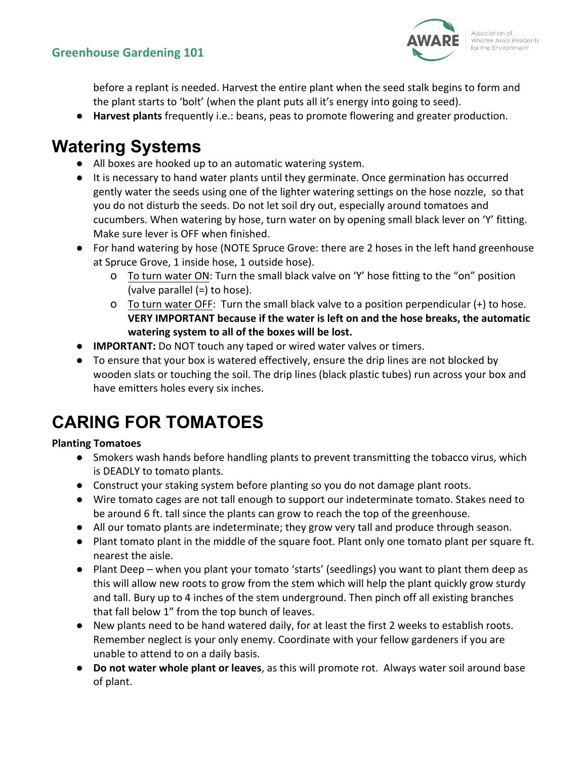before a replant is needed. Harvest the entire plant when the seed stalk begins to form and the plant starts to 'bolt' (when the plant puts all it's energy into going to seed).

- **Harvest plants** frequently i.e.: beans, peas to promote flowering and greater production.

# Watering Systems

- All boxes are hooked up to an automatic watering system.
- It is necessary to hand water plants until they germinate. Once germination has occurred gently water the seeds using one of the lighter watering settings on the hose nozzle, so that you do not disturb the seeds. Do not let soil dry out, especially around tomatoes and cucumbers. When watering by hose, turn water on by opening small black lever on 'Y' fitting. Make sure lever is OFF when finished.
- For hand watering by hose (NOTE Spruce Grove: there are 2 hoses in the left hand greenhouse at Spruce Grove, 1 inside hose, 1 outside hose).
  - To turn water ON: Turn the small black valve on 'Y' hose fitting to the "on" position (valve parallel (=) to hose).
  - To turn water OFF: Turn the small black valve to a position perpendicular (+) to hose. **VERY IMPORTANT because if the water is left on and the hose breaks, the automatic watering system to all of the boxes will be lost.**
- **IMPORTANT:** Do NOT touch any taped or wired water valves or timers.
- To ensure that your box is watered effectively, ensure the drip lines are not blocked by wooden slats or touching the soil. The drip lines (black plastic tubes) run across your box and have emitters holes every six inches.

# CARING FOR TOMATOES

**Planting Tomatoes**

- Smokers wash hands before handling plants to prevent transmitting the tobacco virus, which is DEADLY to tomato plants.
- Construct your staking system before planting so you do not damage plant roots.
- Wire tomato cages are not tall enough to support our indeterminate tomato. Stakes need to be around 6 ft. tall since the plants can grow to reach the top of the greenhouse.
- All our tomato plants are indeterminate; they grow very tall and produce through season.
- Plant tomato plant in the middle of the square foot. Plant only one tomato plant per square ft. nearest the aisle.
- Plant Deep – when you plant your tomato 'starts' (seedlings) you want to plant them deep as this will allow new roots to grow from the stem which will help the plant quickly grow sturdy and tall. Bury up to 4 inches of the stem underground. Then pinch off all existing branches that fall below 1" from the top bunch of leaves.
- New plants need to be hand watered daily, for at least the first 2 weeks to establish roots. Remember neglect is your only enemy. Coordinate with your fellow gardeners if you are unable to attend to on a daily basis.
- **Do not water whole plant or leaves**, as this will promote rot. Always water soil around base of plant.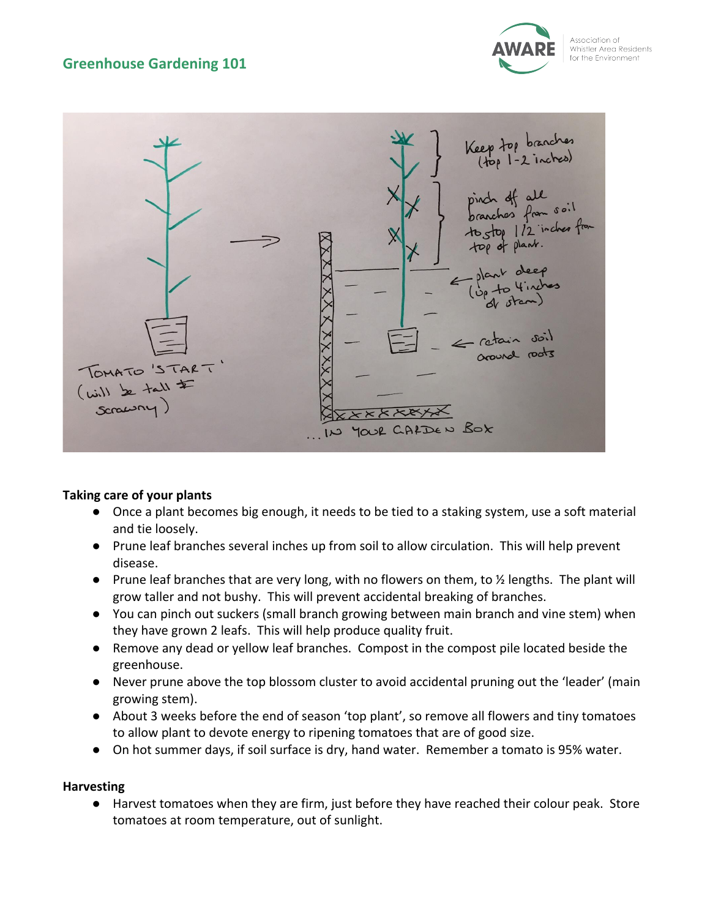**Taking care of your plants**

- Once a plant becomes big enough, it needs to be tied to a staking system, use a soft material and tie loosely.
- Prune leaf branches several inches up from soil to allow circulation. This will help prevent disease.
- Prune leaf branches that are very long, with no flowers on them, to ½ lengths. The plant will grow taller and not bushy. This will prevent accidental breaking of branches.
- You can pinch out suckers (small branch growing between main branch and vine stem) when they have grown 2 leafs. This will help produce quality fruit.
- Remove any dead or yellow leaf branches. Compost in the compost pile located beside the greenhouse.
- Never prune above the top blossom cluster to avoid accidental pruning out the 'leader' (main growing stem).
- About 3 weeks before the end of season 'top plant', so remove all flowers and tiny tomatoes to allow plant to devote energy to ripening tomatoes that are of good size.
- On hot summer days, if soil surface is dry, hand water. Remember a tomato is 95% water.

**Harvesting**

- Harvest tomatoes when they are firm, just before they have reached their colour peak. Store tomatoes at room temperature, out of sunlight.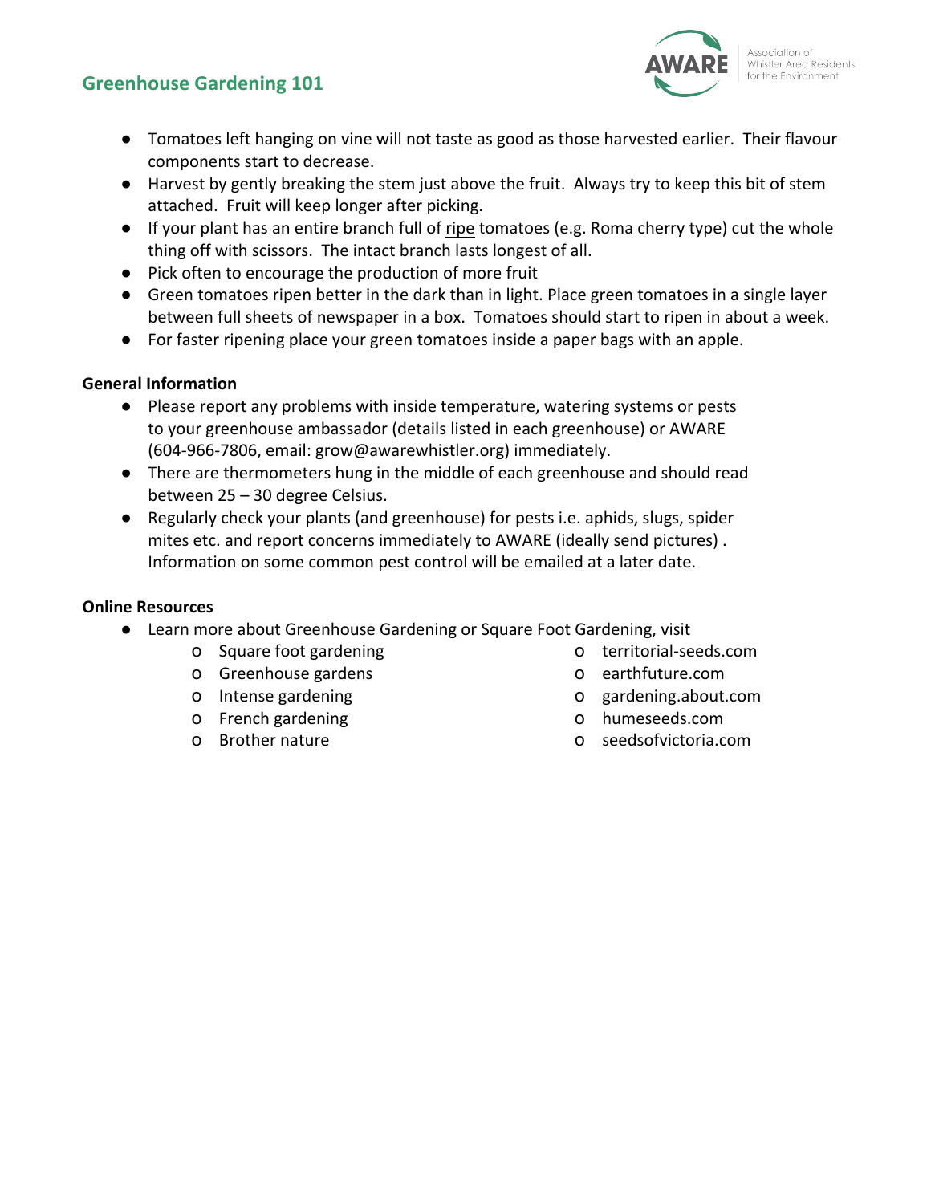- Tomatoes left hanging on vine will not taste as good as those harvested earlier. Their flavour components start to decrease.
- Harvest by gently breaking the stem just above the fruit. Always try to keep this bit of stem attached. Fruit will keep longer after picking.
- If your plant has an entire branch full of <u>ripe</u> tomatoes (e.g. Roma cherry type) cut the whole thing off with scissors. The intact branch lasts longest of all.
- Pick often to encourage the production of more fruit
- Green tomatoes ripen better in the dark than in light. Place green tomatoes in a single layer between full sheets of newspaper in a box. Tomatoes should start to ripen in about a week.
- For faster ripening place your green tomatoes inside a paper bags with an apple.

**General Information**

- Please report any problems with inside temperature, watering systems or pests to your greenhouse ambassador (details listed in each greenhouse) or AWARE (604-966-7806, email: grow@awarewhistler.org) immediately.
- There are thermometers hung in the middle of each greenhouse and should read between 25 – 30 degree Celsius.
- Regularly check your plants (and greenhouse) for pests i.e. aphids, slugs, spider mites etc. and report concerns immediately to AWARE (ideally send pictures) . Information on some common pest control will be emailed at a later date.

**Online Resources**

- Learn more about Greenhouse Gardening or Square Foot Gardening, visit
  - Square foot gardening
  - Greenhouse gardens
  - Intense gardening
  - French gardening
  - Brother nature
  - territorial-seeds.com
  - earthfuture.com
  - gardening.about.com
  - humeseeds.com
  - seedsofvictoria.com